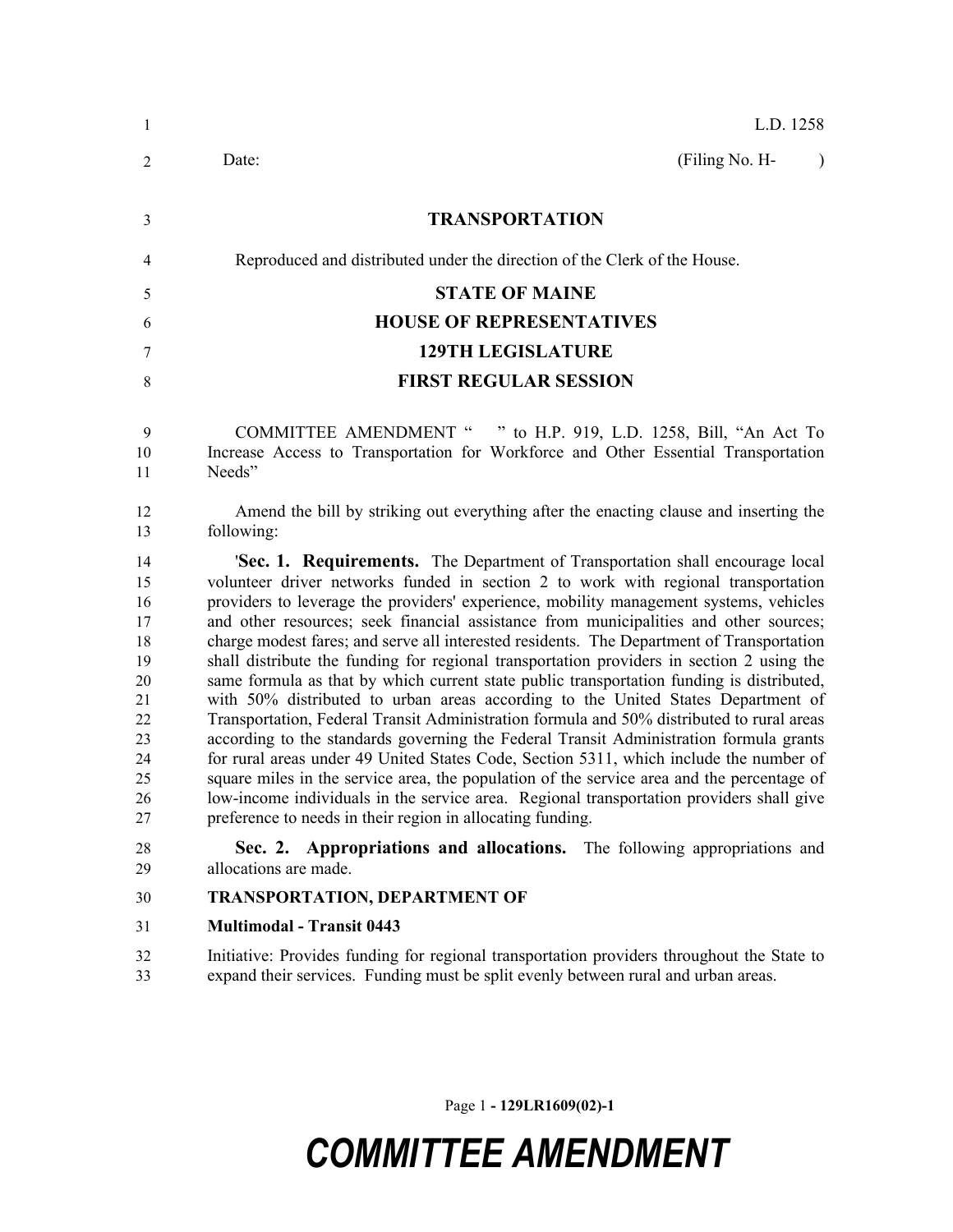L.D. 1258

Date: (Filing No. H- )

## TRANSPORTATION

Reproduced and distributed under the direction of the Clerk of the House.

## STATE OF MAINE
## HOUSE OF REPRESENTATIVES
## 129TH LEGISLATURE
## FIRST REGULAR SESSION

COMMITTEE AMENDMENT " " to H.P. 919, L.D. 1258, Bill, "An Act To Increase Access to Transportation for Workforce and Other Essential Transportation Needs"

Amend the bill by striking out everything after the enacting clause and inserting the following:

'**Sec. 1. Requirements.** The Department of Transportation shall encourage local volunteer driver networks funded in section 2 to work with regional transportation providers to leverage the providers' experience, mobility management systems, vehicles and other resources; seek financial assistance from municipalities and other sources; charge modest fares; and serve all interested residents. The Department of Transportation shall distribute the funding for regional transportation providers in section 2 using the same formula as that by which current state public transportation funding is distributed, with 50% distributed to urban areas according to the United States Department of Transportation, Federal Transit Administration formula and 50% distributed to rural areas according to the standards governing the Federal Transit Administration formula grants for rural areas under 49 United States Code, Section 5311, which include the number of square miles in the service area, the population of the service area and the percentage of low-income individuals in the service area. Regional transportation providers shall give preference to needs in their region in allocating funding.

**Sec. 2. Appropriations and allocations.** The following appropriations and allocations are made.

**TRANSPORTATION, DEPARTMENT OF**

**Multimodal - Transit 0443**

Initiative: Provides funding for regional transportation providers throughout the State to expand their services. Funding must be split evenly between rural and urban areas.

# COMMITTEE AMENDMENT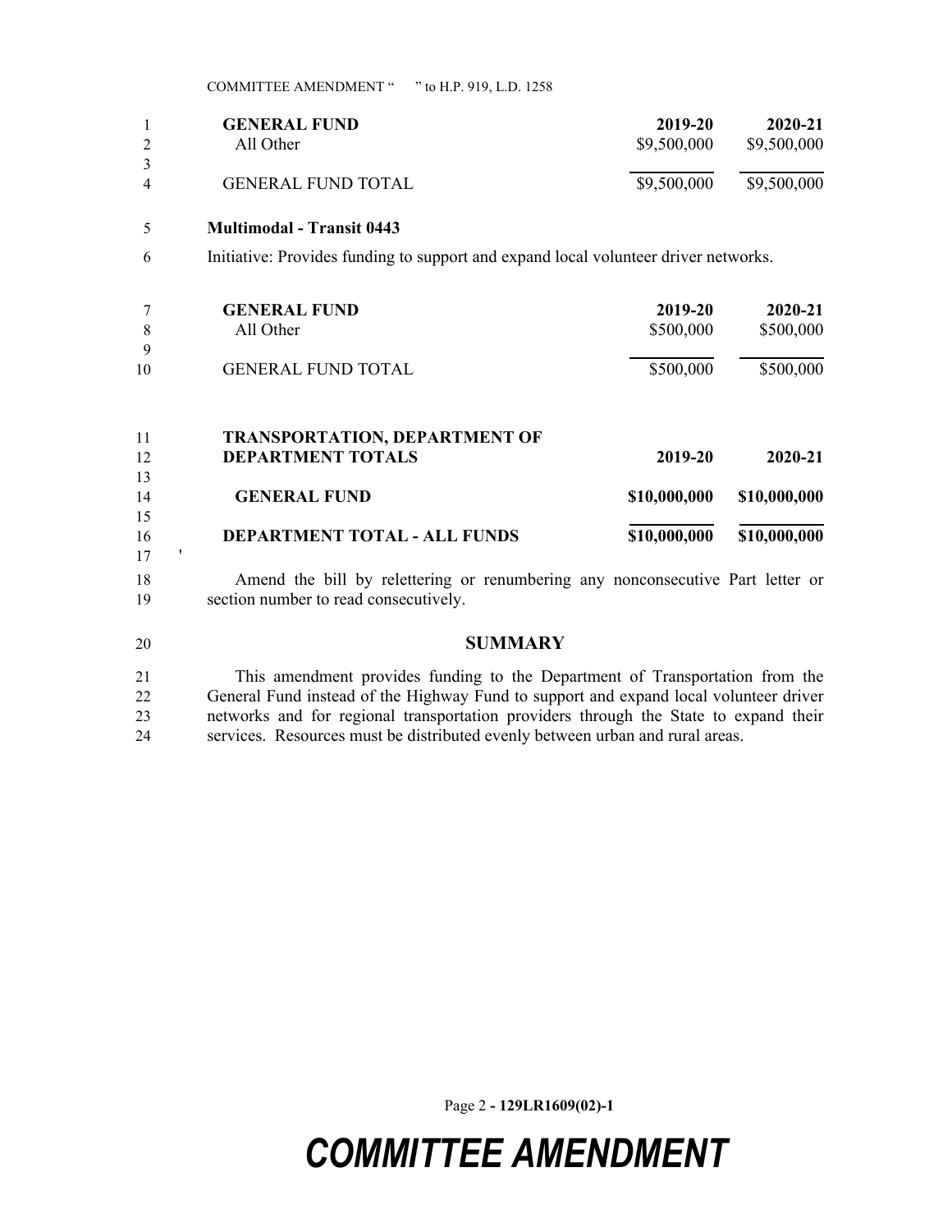| | 2019-20 | 2020-21 |
|---|---|---|
| **GENERAL FUND** | | |
| All Other | $9,500,000 | $9,500,000 |
| GENERAL FUND TOTAL | $9,500,000 | $9,500,000 |

**Multimodal - Transit 0443**

Initiative: Provides funding to support and expand local volunteer driver networks.

| | 2019-20 | 2020-21 |
|---|---|---|
| **GENERAL FUND** | | |
| All Other | $500,000 | $500,000 |
| GENERAL FUND TOTAL | $500,000 | $500,000 |

| **TRANSPORTATION, DEPARTMENT OF DEPARTMENT TOTALS** | **2019-20** | **2020-21** |
|---|---|---|
| **GENERAL FUND** | **$10,000,000** | **$10,000,000** |
| **DEPARTMENT TOTAL - ALL FUNDS** | **$10,000,000** | **$10,000,000** |

'

Amend the bill by relettering or renumbering any nonconsecutive Part letter or section number to read consecutively.

## SUMMARY

This amendment provides funding to the Department of Transportation from the General Fund instead of the Highway Fund to support and expand local volunteer driver networks and for regional transportation providers through the State to expand their services. Resources must be distributed evenly between urban and rural areas.